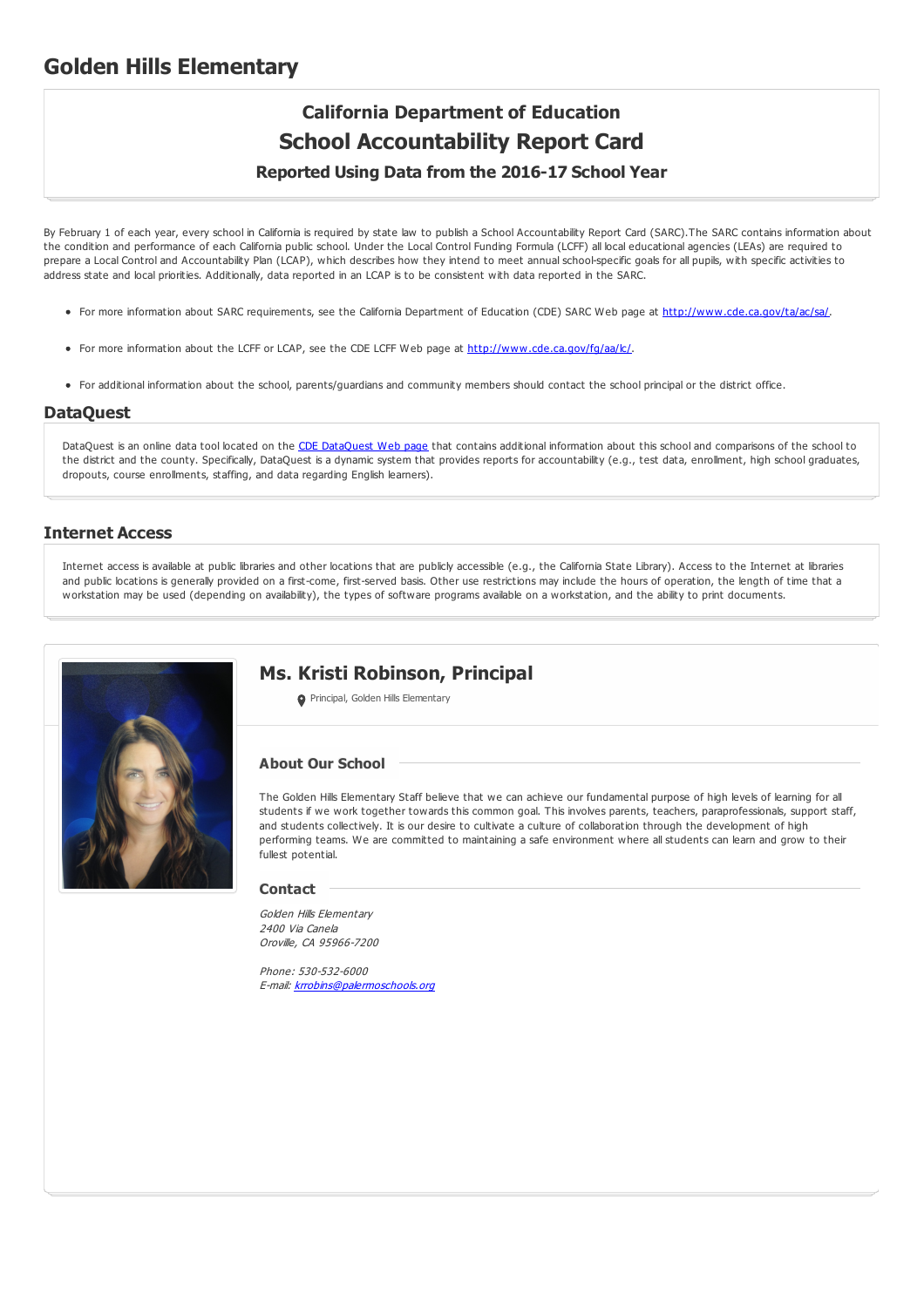# Golden Hills Elementary

## California Department of Education
## School Accountability Report Card
### Reported Using Data from the 2016-17 School Year

By February 1 of each year, every school in California is required by state law to publish a School Accountability Report Card (SARC).The SARC contains information about the condition and performance of each California public school. Under the Local Control Funding Formula (LCFF) all local educational agencies (LEAs) are required to prepare a Local Control and Accountability Plan (LCAP), which describes how they intend to meet annual school-specific goals for all pupils, with specific activities to address state and local priorities. Additionally, data reported in an LCAP is to be consistent with data reported in the SARC.

- For more information about SARC requirements, see the California Department of Education (CDE) SARC Web page at http://www.cde.ca.gov/ta/ac/sa/.
- For more information about the LCFF or LCAP, see the CDE LCFF Web page at http://www.cde.ca.gov/fg/aa/lc/.
- For additional information about the school, parents/guardians and community members should contact the school principal or the district office.

## DataQuest

DataQuest is an online data tool located on the CDE DataQuest Web page that contains additional information about this school and comparisons of the school to the district and the county. Specifically, DataQuest is a dynamic system that provides reports for accountability (e.g., test data, enrollment, high school graduates, dropouts, course enrollments, staffing, and data regarding English learners).

## Internet Access

Internet access is available at public libraries and other locations that are publicly accessible (e.g., the California State Library). Access to the Internet at libraries and public locations is generally provided on a first-come, first-served basis. Other use restrictions may include the hours of operation, the length of time that a workstation may be used (depending on availability), the types of software programs available on a workstation, and the ability to print documents.

## Ms. Kristi Robinson, Principal

Principal, Golden Hills Elementary

### About Our School

The Golden Hills Elementary Staff believe that we can achieve our fundamental purpose of high levels of learning for all students if we work together towards this common goal. This involves parents, teachers, paraprofessionals, support staff, and students collectively. It is our desire to cultivate a culture of collaboration through the development of high performing teams. We are committed to maintaining a safe environment where all students can learn and grow to their fullest potential.

### Contact

*Golden Hills Elementary*
*2400 Via Canela*
*Oroville, CA 95966-7200*

*Phone: 530-532-6000*
*E-mail: krrobins@palermoschools.org*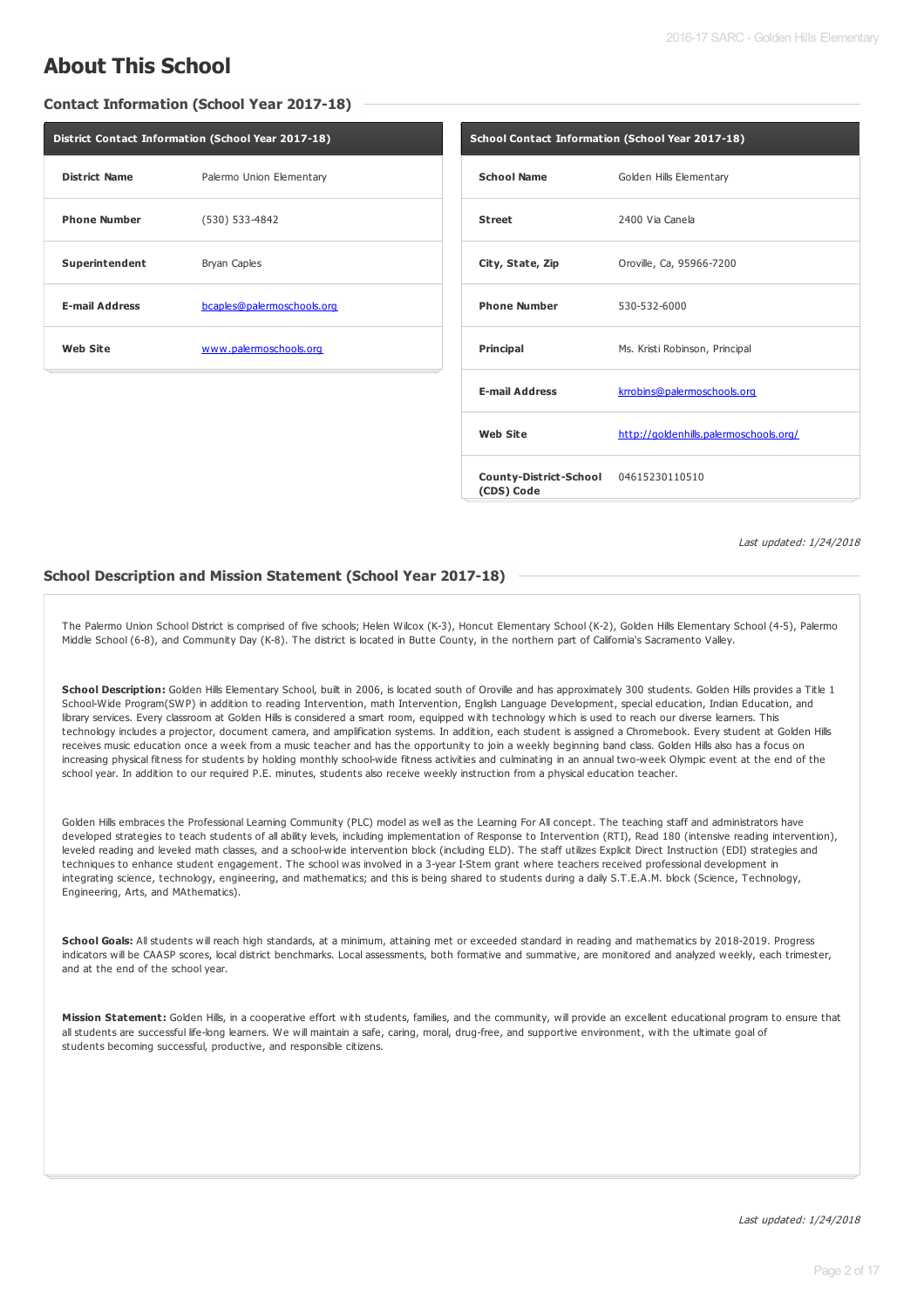# About This School

## Contact Information (School Year 2017-18)

| District Contact Information (School Year 2017-18) | |
|---|---|
| **District Name** | Palermo Union Elementary |
| **Phone Number** | (530) 533-4842 |
| **Superintendent** | Bryan Caples |
| **E-mail Address** | bcaples@palermoschools.org |
| **Web Site** | www.palermoschools.org |

| School Contact Information (School Year 2017-18) | |
|---|---|
| **School Name** | Golden Hills Elementary |
| **Street** | 2400 Via Canela |
| **City, State, Zip** | Oroville, Ca, 95966-7200 |
| **Phone Number** | 530-532-6000 |
| **Principal** | Ms. Kristi Robinson, Principal |
| **E-mail Address** | krrobins@palermoschools.org |
| **Web Site** | http://goldenhills.palermoschools.org/ |
| **County-District-School (CDS) Code** | 04615230110510 |

*Last updated: 1/24/2018*

## School Description and Mission Statement (School Year 2017-18)

The Palermo Union School District is comprised of five schools; Helen Wilcox (K-3), Honcut Elementary School (K-2), Golden Hills Elementary School (4-5), Palermo Middle School (6-8), and Community Day (K-8). The district is located in Butte County, in the northern part of California's Sacramento Valley.

**School Description:** Golden Hills Elementary School, built in 2006, is located south of Oroville and has approximately 300 students. Golden Hills provides a Title 1 School-Wide Program(SWP) in addition to reading Intervention, math Intervention, English Language Development, special education, Indian Education, and library services. Every classroom at Golden Hills is considered a smart room, equipped with technology which is used to reach our diverse learners. This technology includes a projector, document camera, and amplification systems. In addition, each student is assigned a Chromebook. Every student at Golden Hills receives music education once a week from a music teacher and has the opportunity to join a weekly beginning band class. Golden Hills also has a focus on increasing physical fitness for students by holding monthly school-wide fitness activities and culminating in an annual two-week Olympic event at the end of the school year. In addition to our required P.E. minutes, students also receive weekly instruction from a physical education teacher.

Golden Hills embraces the Professional Learning Community (PLC) model as well as the Learning For All concept. The teaching staff and administrators have developed strategies to teach students of all ability levels, including implementation of Response to Intervention (RTI), Read 180 (intensive reading intervention), leveled reading and leveled math classes, and a school-wide intervention block (including ELD). The staff utilizes Explicit Direct Instruction (EDI) strategies and techniques to enhance student engagement. The school was involved in a 3-year I-Stem grant where teachers received professional development in integrating science, technology, engineering, and mathematics; and this is being shared to students during a daily S.T.E.A.M. block (Science, Technology, Engineering, Arts, and MAthematics).

**School Goals:** All students will reach high standards, at a minimum, attaining met or exceeded standard in reading and mathematics by 2018-2019. Progress indicators will be CAASP scores, local district benchmarks. Local assessments, both formative and summative, are monitored and analyzed weekly, each trimester, and at the end of the school year.

**Mission Statement:** Golden Hills, in a cooperative effort with students, families, and the community, will provide an excellent educational program to ensure that all students are successful life-long learners. We will maintain a safe, caring, moral, drug-free, and supportive environment, with the ultimate goal of students becoming successful, productive, and responsible citizens.

*Last updated: 1/24/2018*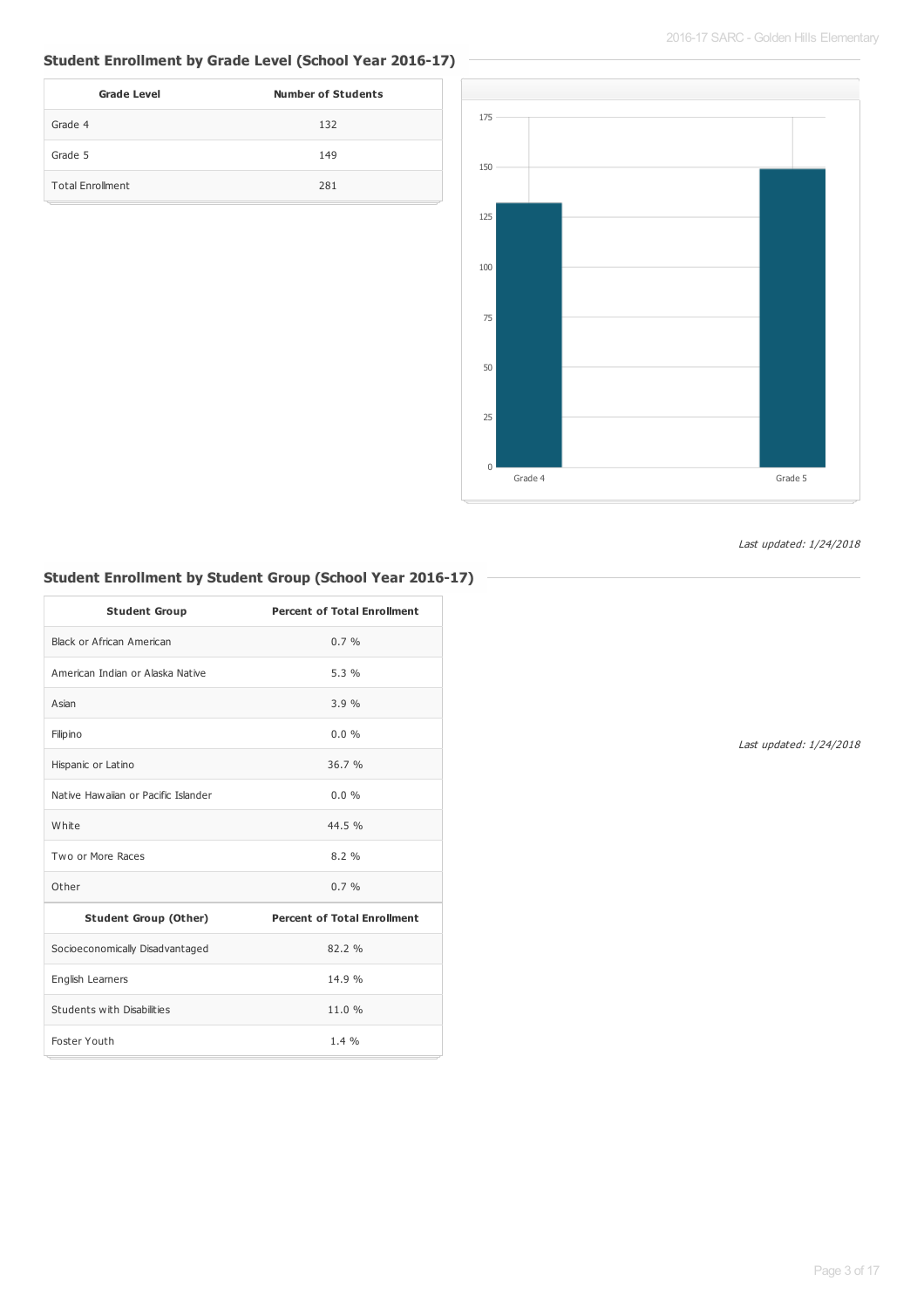## Student Enrollment by Grade Level (School Year 2016-17)

| Grade Level | Number of Students |
|---|---|
| Grade 4 | 132 |
| Grade 5 | 149 |
| Total Enrollment | 281 |

*Last updated: 1/24/2018*

## Student Enrollment by Student Group (School Year 2016-17)

| Student Group | Percent of Total Enrollment |
|---|---|
| Black or African American | 0.7 % |
| American Indian or Alaska Native | 5.3 % |
| Asian | 3.9 % |
| Filipino | 0.0 % |
| Hispanic or Latino | 36.7 % |
| Native Hawaiian or Pacific Islander | 0.0 % |
| White | 44.5 % |
| Two or More Races | 8.2 % |
| Other | 0.7 % |
| **Student Group (Other)** | **Percent of Total Enrollment** |
| Socioeconomically Disadvantaged | 82.2 % |
| English Learners | 14.9 % |
| Students with Disabilities | 11.0 % |
| Foster Youth | 1.4 % |

*Last updated: 1/24/2018*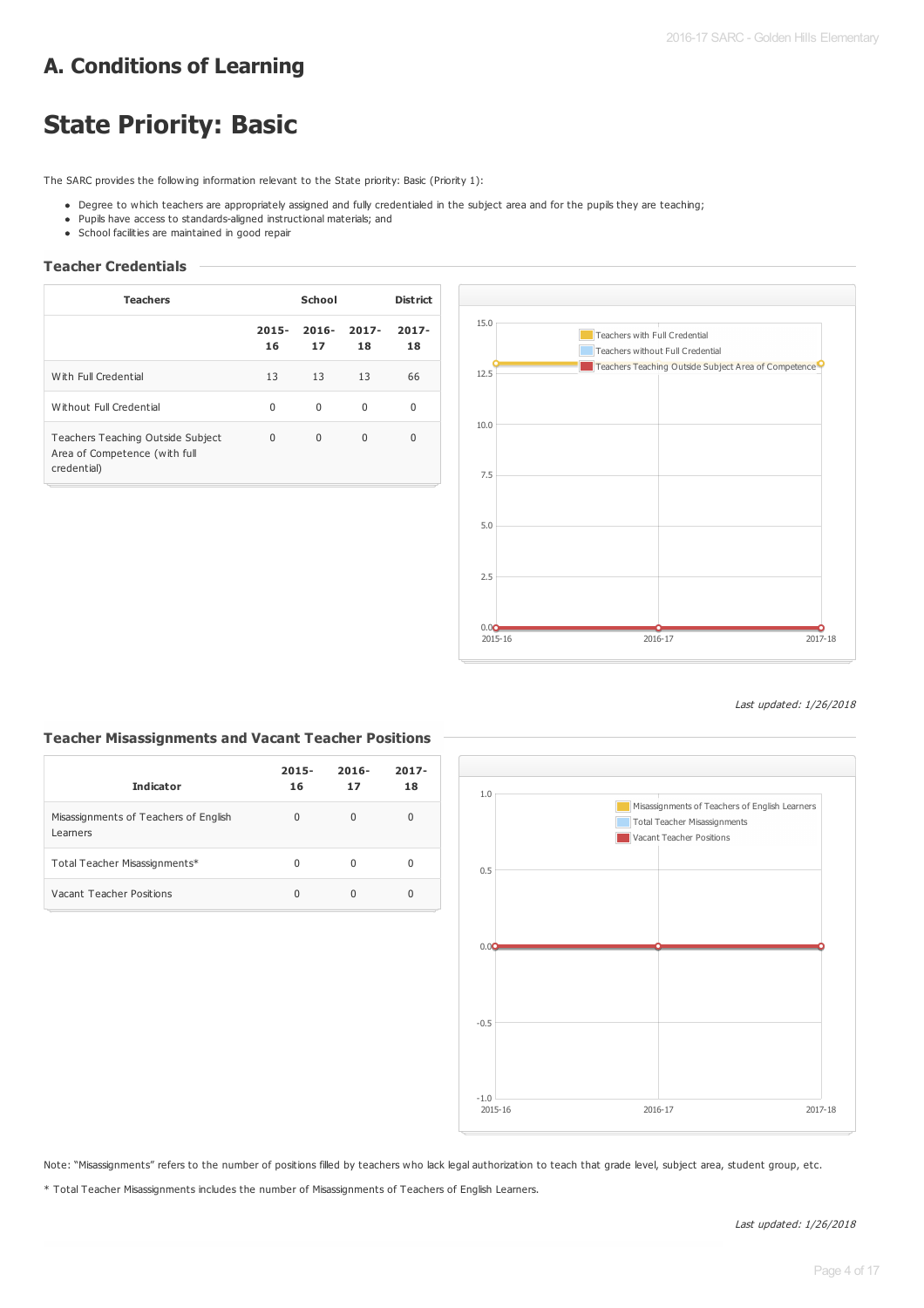# A. Conditions of Learning

# State Priority: Basic

The SARC provides the following information relevant to the State priority: Basic (Priority 1):

- Degree to which teachers are appropriately assigned and fully credentialed in the subject area and for the pupils they are teaching;
- Pupils have access to standards-aligned instructional materials; and
- School facilities are maintained in good repair

### Teacher Credentials

| Teachers | School | | | District |
|---|---|---|---|---|
| | 2015-16 | 2016-17 | 2017-18 | 2017-18 |
| With Full Credential | 13 | 13 | 13 | 66 |
| Without Full Credential | 0 | 0 | 0 | 0 |
| Teachers Teaching Outside Subject Area of Competence (with full credential) | 0 | 0 | 0 | 0 |

*Last updated: 1/26/2018*

### Teacher Misassignments and Vacant Teacher Positions

| Indicator | 2015-16 | 2016-17 | 2017-18 |
|---|---|---|---|
| Misassignments of Teachers of English Learners | 0 | 0 | 0 |
| Total Teacher Misassignments* | 0 | 0 | 0 |
| Vacant Teacher Positions | 0 | 0 | 0 |

Note: "Misassignments" refers to the number of positions filled by teachers who lack legal authorization to teach that grade level, subject area, student group, etc.

* Total Teacher Misassignments includes the number of Misassignments of Teachers of English Learners.

*Last updated: 1/26/2018*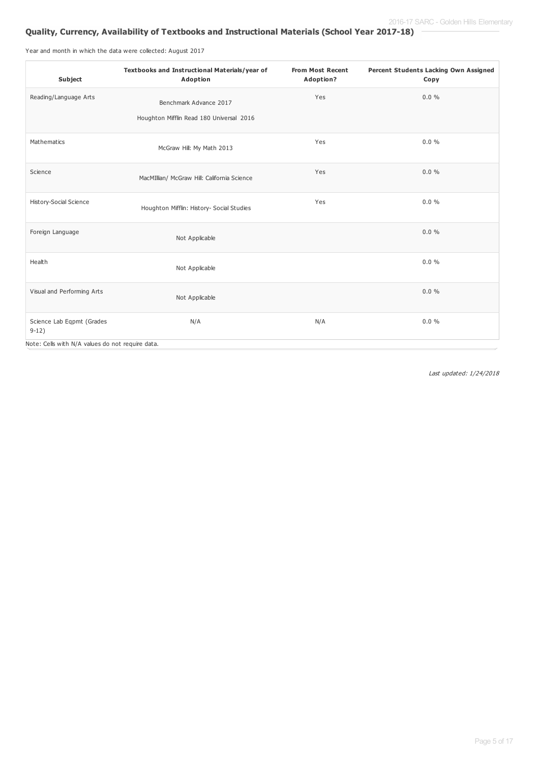## Quality, Currency, Availability of Textbooks and Instructional Materials (School Year 2017-18)

Year and month in which the data were collected: August 2017

| Subject | Textbooks and Instructional Materials/year of Adoption | From Most Recent Adoption? | Percent Students Lacking Own Assigned Copy |
|---|---|---|---|
| Reading/Language Arts | Benchmark Advance 2017<br>Houghton Mifflin Read 180 Universal 2016 | Yes | 0.0 % |
| Mathematics | McGraw Hill: My Math 2013 | Yes | 0.0 % |
| Science | MacMIllian/ McGraw Hill: California Science | Yes | 0.0 % |
| History-Social Science | Houghton Mifflin: History- Social Studies | Yes | 0.0 % |
| Foreign Language | Not Applicable | | 0.0 % |
| Health | Not Applicable | | 0.0 % |
| Visual and Performing Arts | Not Applicable | | 0.0 % |
| Science Lab Eqpmt (Grades 9-12) | N/A | N/A | 0.0 % |

Note: Cells with N/A values do not require data.

*Last updated: 1/24/2018*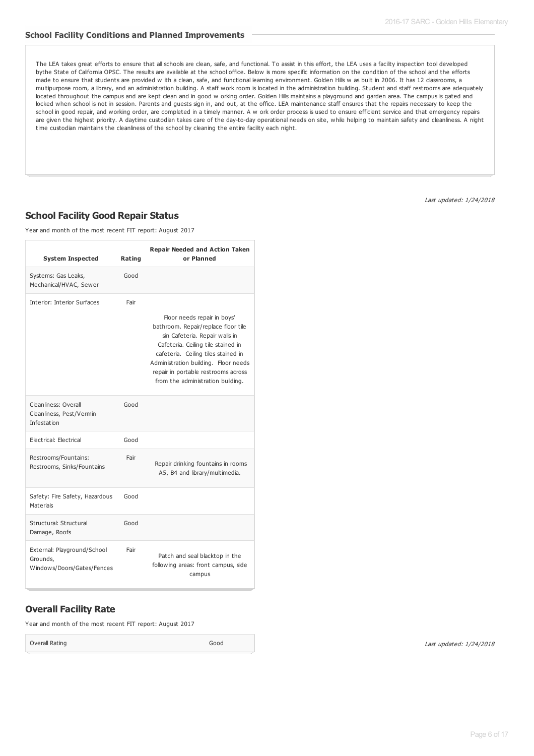## School Facility Conditions and Planned Improvements

The LEA takes great efforts to ensure that all schools are clean, safe, and functional. To assist in this effort, the LEA uses a facility inspection tool developed bythe State of California OPSC. The results are available at the school office. Below is more specific information on the condition of the school and the efforts made to ensure that students are provided w ith a clean, safe, and functional learning environment. Golden Hills w as built in 2006. It has 12 classrooms, a multipurpose room, a library, and an administration building. A staff work room is located in the administration building. Student and staff restrooms are adequately located throughout the campus and are kept clean and in good w orking order. Golden Hills maintains a playground and garden area. The campus is gated and locked when school is not in session. Parents and guests sign in, and out, at the office. LEA maintenance staff ensures that the repairs necessary to keep the school in good repair, and working order, are completed in a timely manner. A w ork order process is used to ensure efficient service and that emergency repairs are given the highest priority. A daytime custodian takes care of the day-to-day operational needs on site, while helping to maintain safety and cleanliness. A night time custodian maintains the cleanliness of the school by cleaning the entire facility each night.

*Last updated: 1/24/2018*

## School Facility Good Repair Status

Year and month of the most recent FIT report: August 2017

| System Inspected | Rating | Repair Needed and Action Taken or Planned |
|---|---|---|
| Systems: Gas Leaks, Mechanical/HVAC, Sewer | Good | |
| Interior: Interior Surfaces | Fair | Floor needs repair in boys' bathroom. Repair/replace floor tile sin Cafeteria. Repair walls in Cafeteria. Ceiling tile stained in cafeteria. Ceiling tiles stained in Administration building. Floor needs repair in portable restrooms across from the administration building. |
| Cleanliness: Overall Cleanliness, Pest/Vermin Infestation | Good | |
| Electrical: Electrical | Good | |
| Restrooms/Fountains: Restrooms, Sinks/Fountains | Fair | Repair drinking fountains in rooms A5, B4 and library/multimedia. |
| Safety: Fire Safety, Hazardous Materials | Good | |
| Structural: Structural Damage, Roofs | Good | |
| External: Playground/School Grounds, Windows/Doors/Gates/Fences | Fair | Patch and seal blacktop in the following areas: front campus, side campus |

## Overall Facility Rate

Year and month of the most recent FIT report: August 2017

| Overall Rating | Good |
|---|---|

*Last updated: 1/24/2018*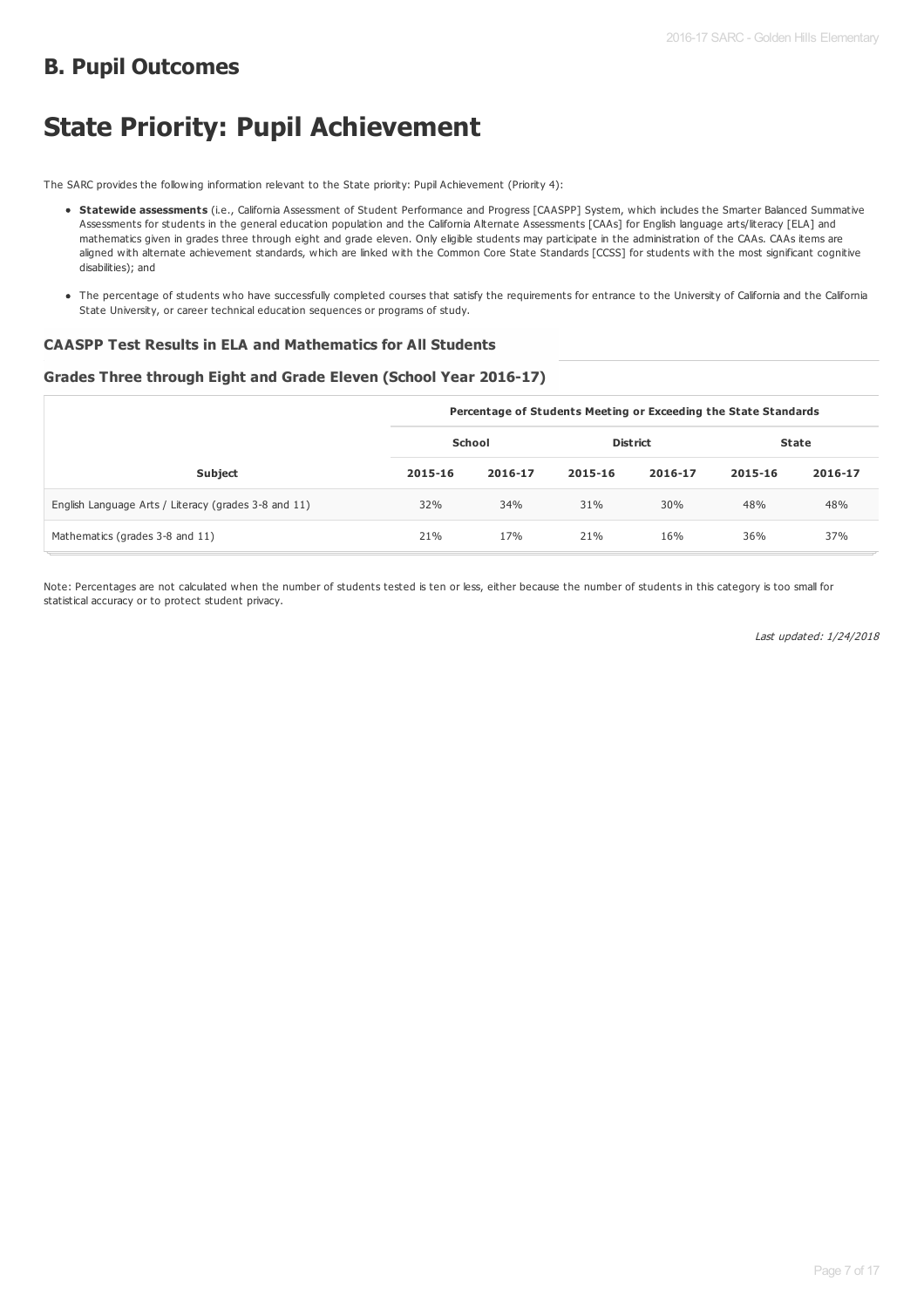## B. Pupil Outcomes

# State Priority: Pupil Achievement

The SARC provides the following information relevant to the State priority: Pupil Achievement (Priority 4):

- **Statewide assessments** (i.e., California Assessment of Student Performance and Progress [CAASPP] System, which includes the Smarter Balanced Summative Assessments for students in the general education population and the California Alternate Assessments [CAAs] for English language arts/literacy [ELA] and mathematics given in grades three through eight and grade eleven. Only eligible students may participate in the administration of the CAAs. CAAs items are aligned with alternate achievement standards, which are linked with the Common Core State Standards [CCSS] for students with the most significant cognitive disabilities); and
- The percentage of students who have successfully completed courses that satisfy the requirements for entrance to the University of California and the California State University, or career technical education sequences or programs of study.

### CAASPP Test Results in ELA and Mathematics for All Students

### Grades Three through Eight and Grade Eleven (School Year 2016-17)

| | Percentage of Students Meeting or Exceeding the State Standards | | | | | |
|---|---|---|---|---|---|---|
| | School | | District | | State | |
| Subject | 2015-16 | 2016-17 | 2015-16 | 2016-17 | 2015-16 | 2016-17 |
| English Language Arts / Literacy (grades 3-8 and 11) | 32% | 34% | 31% | 30% | 48% | 48% |
| Mathematics (grades 3-8 and 11) | 21% | 17% | 21% | 16% | 36% | 37% |

Note: Percentages are not calculated when the number of students tested is ten or less, either because the number of students in this category is too small for statistical accuracy or to protect student privacy.

*Last updated: 1/24/2018*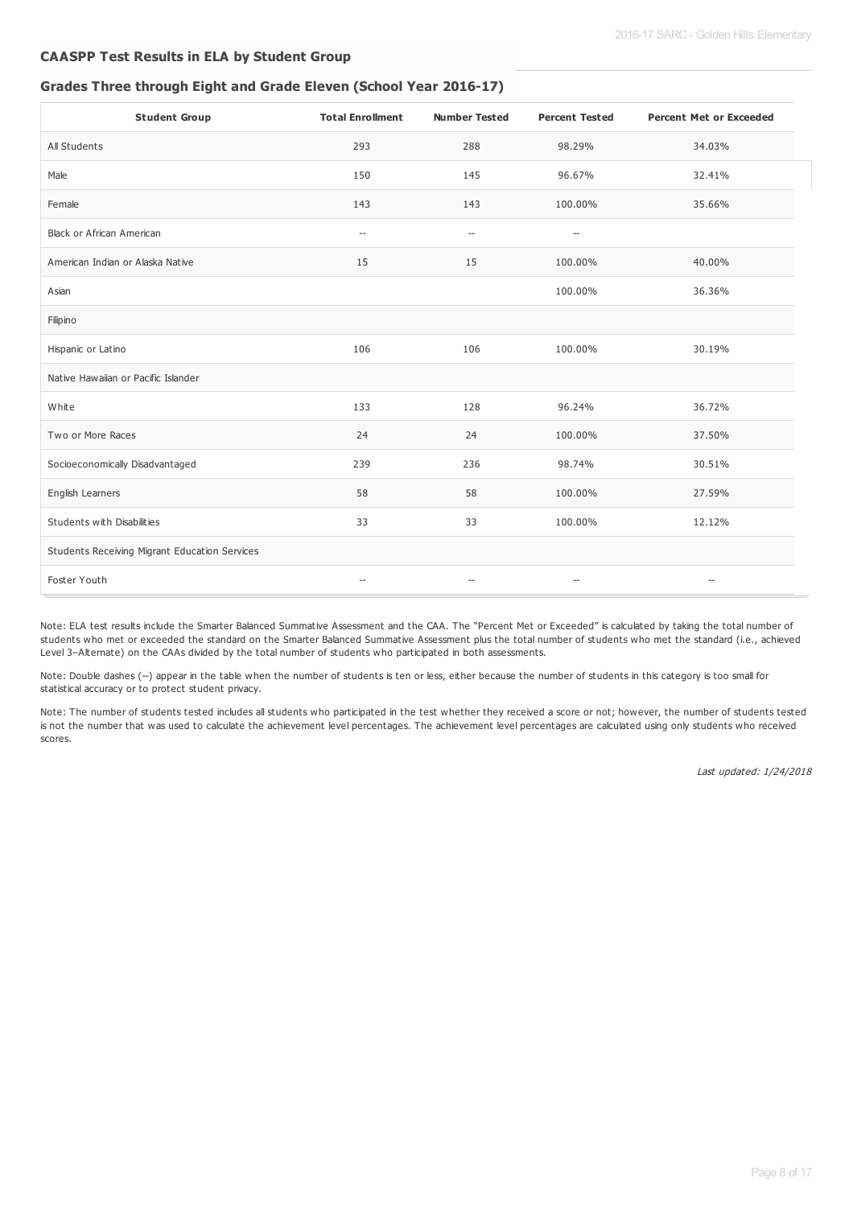### CAASPP Test Results in ELA by Student Group

#### Grades Three through Eight and Grade Eleven (School Year 2016-17)

| Student Group | Total Enrollment | Number Tested | Percent Tested | Percent Met or Exceeded |
|---|---|---|---|---|
| All Students | 293 | 288 | 98.29% | 34.03% |
| Male | 150 | 145 | 96.67% | 32.41% |
| Female | 143 | 143 | 100.00% | 35.66% |
| Black or African American | -- | -- | -- | |
| American Indian or Alaska Native | 15 | 15 | 100.00% | 40.00% |
| Asian | | | 100.00% | 36.36% |
| Filipino | | | | |
| Hispanic or Latino | 106 | 106 | 100.00% | 30.19% |
| Native Hawaiian or Pacific Islander | | | | |
| White | 133 | 128 | 96.24% | 36.72% |
| Two or More Races | 24 | 24 | 100.00% | 37.50% |
| Socioeconomically Disadvantaged | 239 | 236 | 98.74% | 30.51% |
| English Learners | 58 | 58 | 100.00% | 27.59% |
| Students with Disabilities | 33 | 33 | 100.00% | 12.12% |
| Students Receiving Migrant Education Services | | | | |
| Foster Youth | -- | -- | -- | -- |

Note: ELA test results include the Smarter Balanced Summative Assessment and the CAA. The "Percent Met or Exceeded" is calculated by taking the total number of students who met or exceeded the standard on the Smarter Balanced Summative Assessment plus the total number of students who met the standard (i.e., achieved Level 3–Alternate) on the CAAs divided by the total number of students who participated in both assessments.

Note: Double dashes (--) appear in the table when the number of students is ten or less, either because the number of students in this category is too small for statistical accuracy or to protect student privacy.

Note: The number of students tested includes all students who participated in the test whether they received a score or not; however, the number of students tested is not the number that was used to calculate the achievement level percentages. The achievement level percentages are calculated using only students who received scores.

*Last updated: 1/24/2018*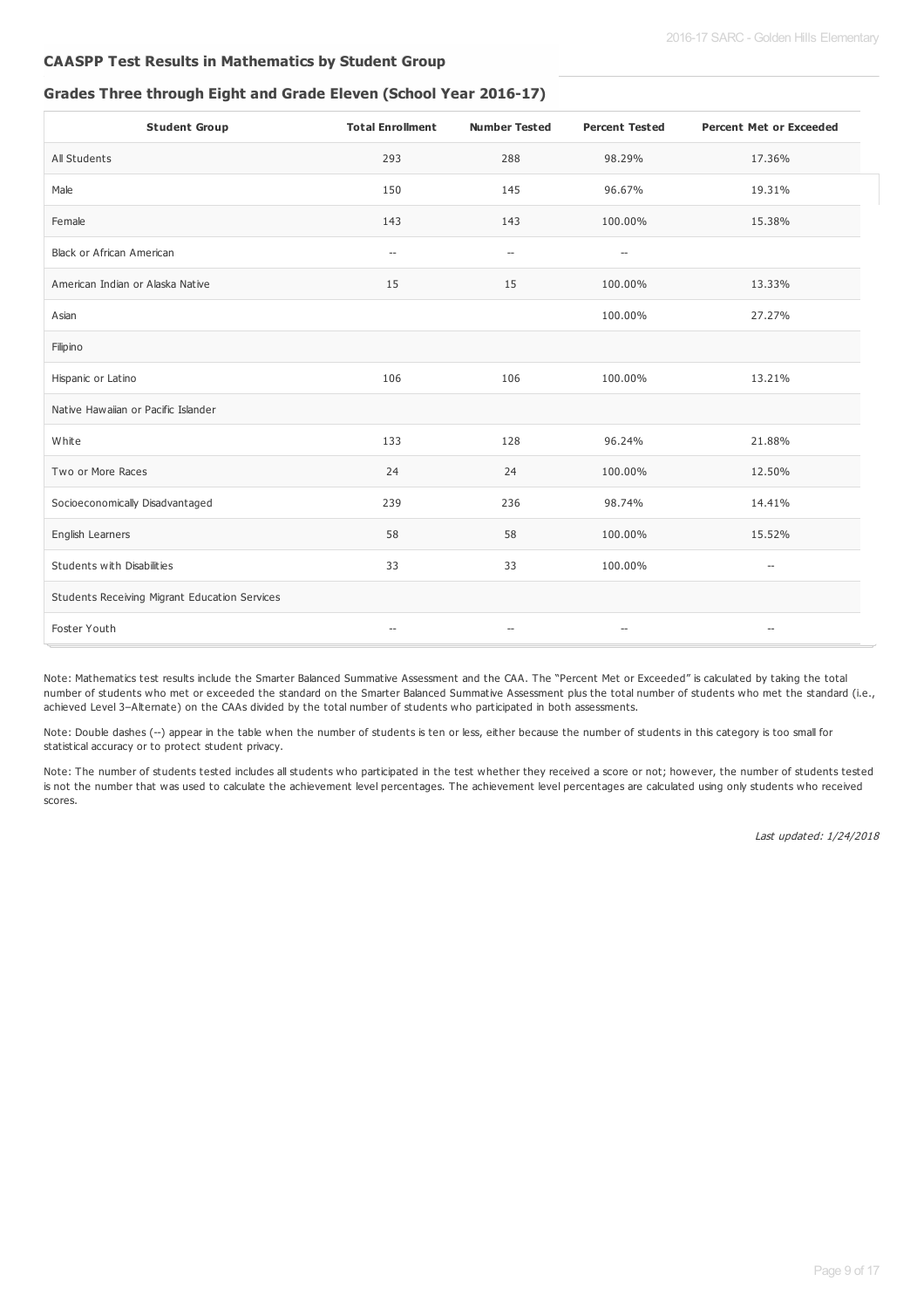## CAASPP Test Results in Mathematics by Student Group

### Grades Three through Eight and Grade Eleven (School Year 2016-17)

| Student Group | Total Enrollment | Number Tested | Percent Tested | Percent Met or Exceeded |
|---|---|---|---|---|
| All Students | 293 | 288 | 98.29% | 17.36% |
| Male | 150 | 145 | 96.67% | 19.31% |
| Female | 143 | 143 | 100.00% | 15.38% |
| Black or African American | -- | -- | -- | |
| American Indian or Alaska Native | 15 | 15 | 100.00% | 13.33% |
| Asian | | | 100.00% | 27.27% |
| Filipino | | | | |
| Hispanic or Latino | 106 | 106 | 100.00% | 13.21% |
| Native Hawaiian or Pacific Islander | | | | |
| White | 133 | 128 | 96.24% | 21.88% |
| Two or More Races | 24 | 24 | 100.00% | 12.50% |
| Socioeconomically Disadvantaged | 239 | 236 | 98.74% | 14.41% |
| English Learners | 58 | 58 | 100.00% | 15.52% |
| Students with Disabilities | 33 | 33 | 100.00% | -- |
| Students Receiving Migrant Education Services | | | | |
| Foster Youth | -- | -- | -- | -- |

Note: Mathematics test results include the Smarter Balanced Summative Assessment and the CAA. The "Percent Met or Exceeded" is calculated by taking the total number of students who met or exceeded the standard on the Smarter Balanced Summative Assessment plus the total number of students who met the standard (i.e., achieved Level 3–Alternate) on the CAAs divided by the total number of students who participated in both assessments.

Note: Double dashes (--) appear in the table when the number of students is ten or less, either because the number of students in this category is too small for statistical accuracy or to protect student privacy.

Note: The number of students tested includes all students who participated in the test whether they received a score or not; however, the number of students tested is not the number that was used to calculate the achievement level percentages. The achievement level percentages are calculated using only students who received scores.

*Last updated: 1/24/2018*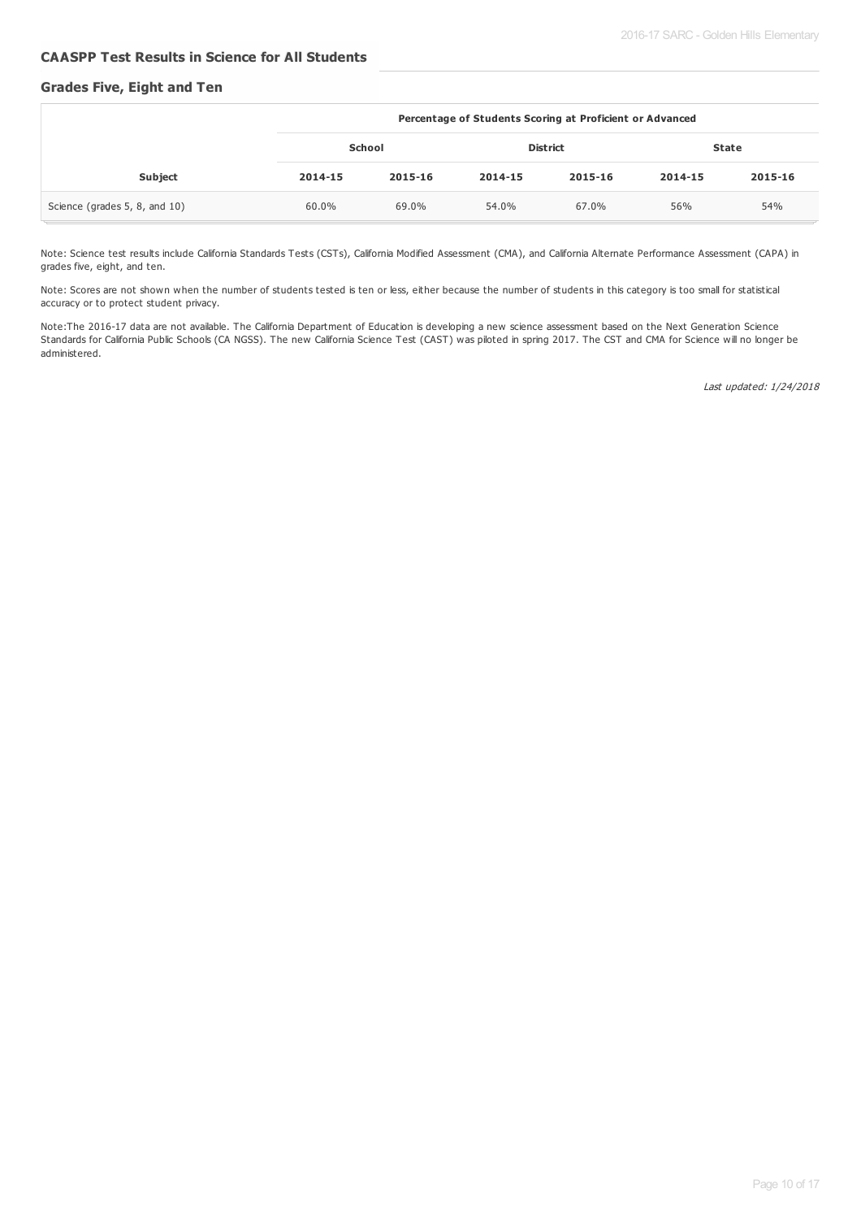## CAASPP Test Results in Science for All Students

### Grades Five, Eight and Ten

| | Percentage of Students Scoring at Proficient or Advanced | | | | | |
|---|---|---|---|---|---|---|
| | School | | District | | State | |
| Subject | 2014-15 | 2015-16 | 2014-15 | 2015-16 | 2014-15 | 2015-16 |
| Science (grades 5, 8, and 10) | 60.0% | 69.0% | 54.0% | 67.0% | 56% | 54% |

Note: Science test results include California Standards Tests (CSTs), California Modified Assessment (CMA), and California Alternate Performance Assessment (CAPA) in grades five, eight, and ten.

Note: Scores are not shown when the number of students tested is ten or less, either because the number of students in this category is too small for statistical accuracy or to protect student privacy.

Note:The 2016-17 data are not available. The California Department of Education is developing a new science assessment based on the Next Generation Science Standards for California Public Schools (CA NGSS). The new California Science Test (CAST) was piloted in spring 2017. The CST and CMA for Science will no longer be administered.

*Last updated: 1/24/2018*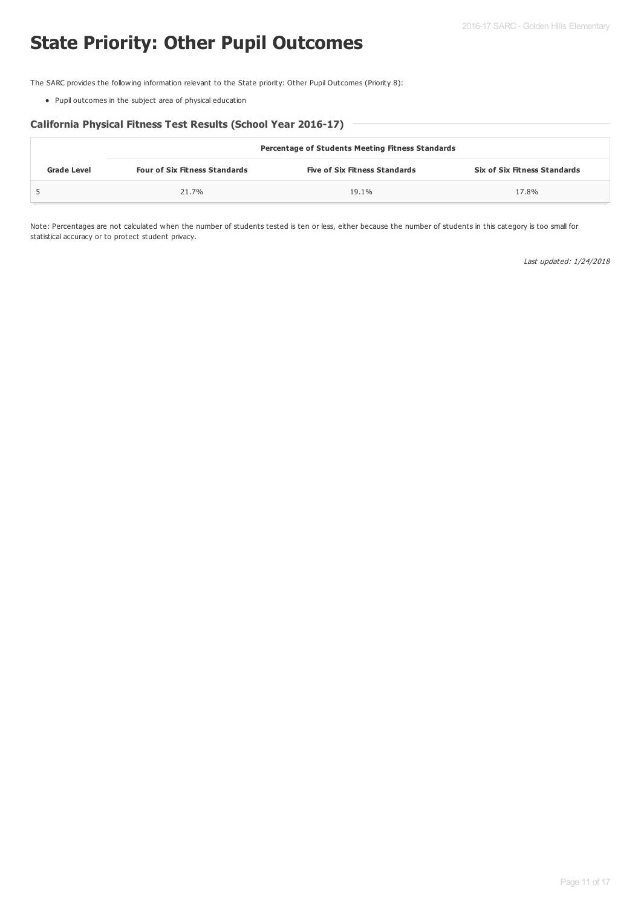# State Priority: Other Pupil Outcomes

The SARC provides the following information relevant to the State priority: Other Pupil Outcomes (Priority 8):

- Pupil outcomes in the subject area of physical education

### California Physical Fitness Test Results (School Year 2016-17)

| | Percentage of Students Meeting Fitness Standards | | |
|---|---|---|---|
| **Grade Level** | **Four of Six Fitness Standards** | **Five of Six Fitness Standards** | **Six of Six Fitness Standards** |
| 5 | 21.7% | 19.1% | 17.8% |

Note: Percentages are not calculated when the number of students tested is ten or less, either because the number of students in this category is too small for statistical accuracy or to protect student privacy.

*Last updated: 1/24/2018*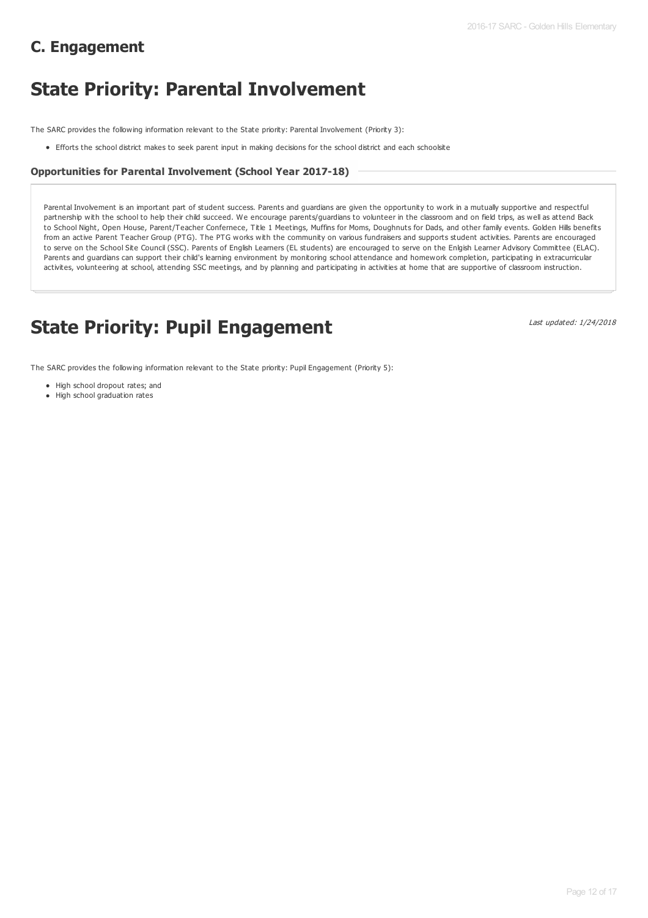## C. Engagement

# State Priority: Parental Involvement

The SARC provides the following information relevant to the State priority: Parental Involvement (Priority 3):

- Efforts the school district makes to seek parent input in making decisions for the school district and each schoolsite

### Opportunities for Parental Involvement (School Year 2017-18)

Parental Involvement is an important part of student success. Parents and guardians are given the opportunity to work in a mutually supportive and respectful partnership with the school to help their child succeed. We encourage parents/guardians to volunteer in the classroom and on field trips, as well as attend Back to School Night, Open House, Parent/Teacher Confernece, Title 1 Meetings, Muffins for Moms, Doughnuts for Dads, and other family events. Golden Hills benefits from an active Parent Teacher Group (PTG). The PTG works with the community on various fundraisers and supports student activities. Parents are encouraged to serve on the School Site Council (SSC). Parents of English Learners (EL students) are encouraged to serve on the Enlgish Learner Advisory Committee (ELAC). Parents and guardians can support their child's learning environment by monitoring school attendance and homework completion, participating in extracurricular activites, volunteering at school, attending SSC meetings, and by planning and participating in activities at home that are supportive of classroom instruction.

# State Priority: Pupil Engagement

*Last updated: 1/24/2018*

The SARC provides the following information relevant to the State priority: Pupil Engagement (Priority 5):

- High school dropout rates; and
- High school graduation rates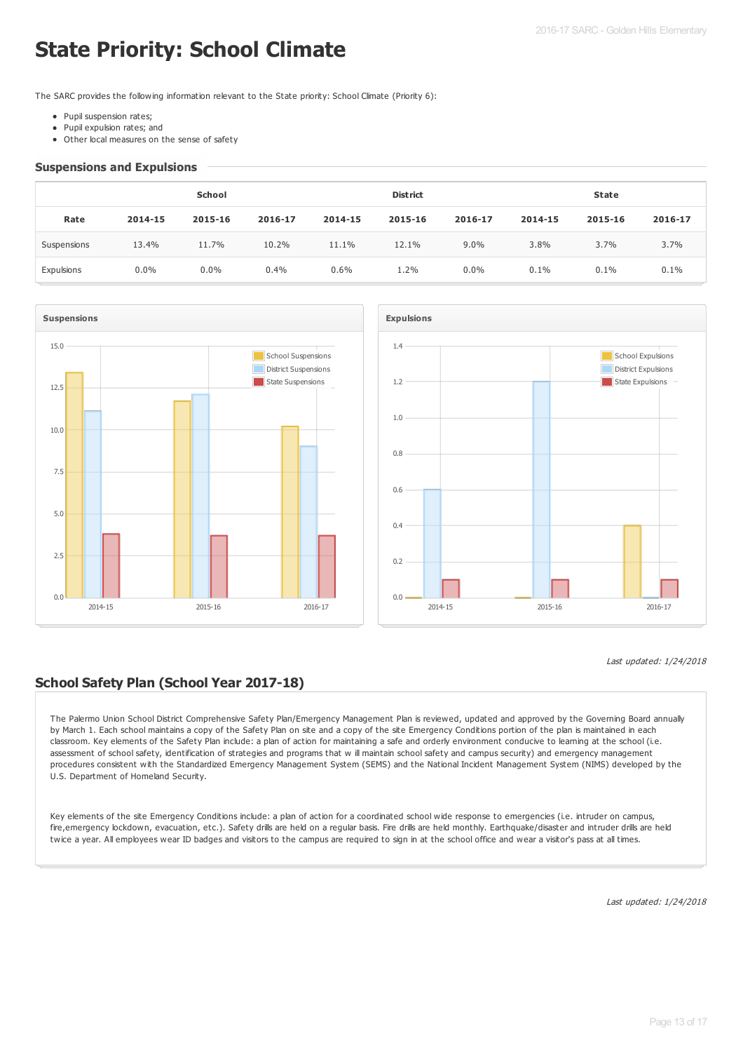# State Priority: School Climate

The SARC provides the following information relevant to the State priority: School Climate (Priority 6):

- Pupil suspension rates;
- Pupil expulsion rates; and
- Other local measures on the sense of safety

## Suspensions and Expulsions

| | School | | | District | | | State | | |
|---|---|---|---|---|---|---|---|---|---|
| **Rate** | **2014-15** | **2015-16** | **2016-17** | **2014-15** | **2015-16** | **2016-17** | **2014-15** | **2015-16** | **2016-17** |
| Suspensions | 13.4% | 11.7% | 10.2% | 11.1% | 12.1% | 9.0% | 3.8% | 3.7% | 3.7% |
| Expulsions | 0.0% | 0.0% | 0.4% | 0.6% | 1.2% | 0.0% | 0.1% | 0.1% | 0.1% |

*Last updated: 1/24/2018*

## School Safety Plan (School Year 2017-18)

The Palermo Union School District Comprehensive Safety Plan/Emergency Management Plan is reviewed, updated and approved by the Governing Board annually by March 1. Each school maintains a copy of the Safety Plan on site and a copy of the site Emergency Conditions portion of the plan is maintained in each classroom. Key elements of the Safety Plan include: a plan of action for maintaining a safe and orderly environment conducive to learning at the school (i.e. assessment of school safety, identification of strategies and programs that w ill maintain school safety and campus security) and emergency management procedures consistent with the Standardized Emergency Management System (SEMS) and the National Incident Management System (NIMS) developed by the U.S. Department of Homeland Security.

Key elements of the site Emergency Conditions include: a plan of action for a coordinated school wide response to emergencies (i.e. intruder on campus, fire,emergency lockdown, evacuation, etc.). Safety drills are held on a regular basis. Fire drills are held monthly. Earthquake/disaster and intruder drills are held twice a year. All employees wear ID badges and visitors to the campus are required to sign in at the school office and wear a visitor's pass at all times.

*Last updated: 1/24/2018*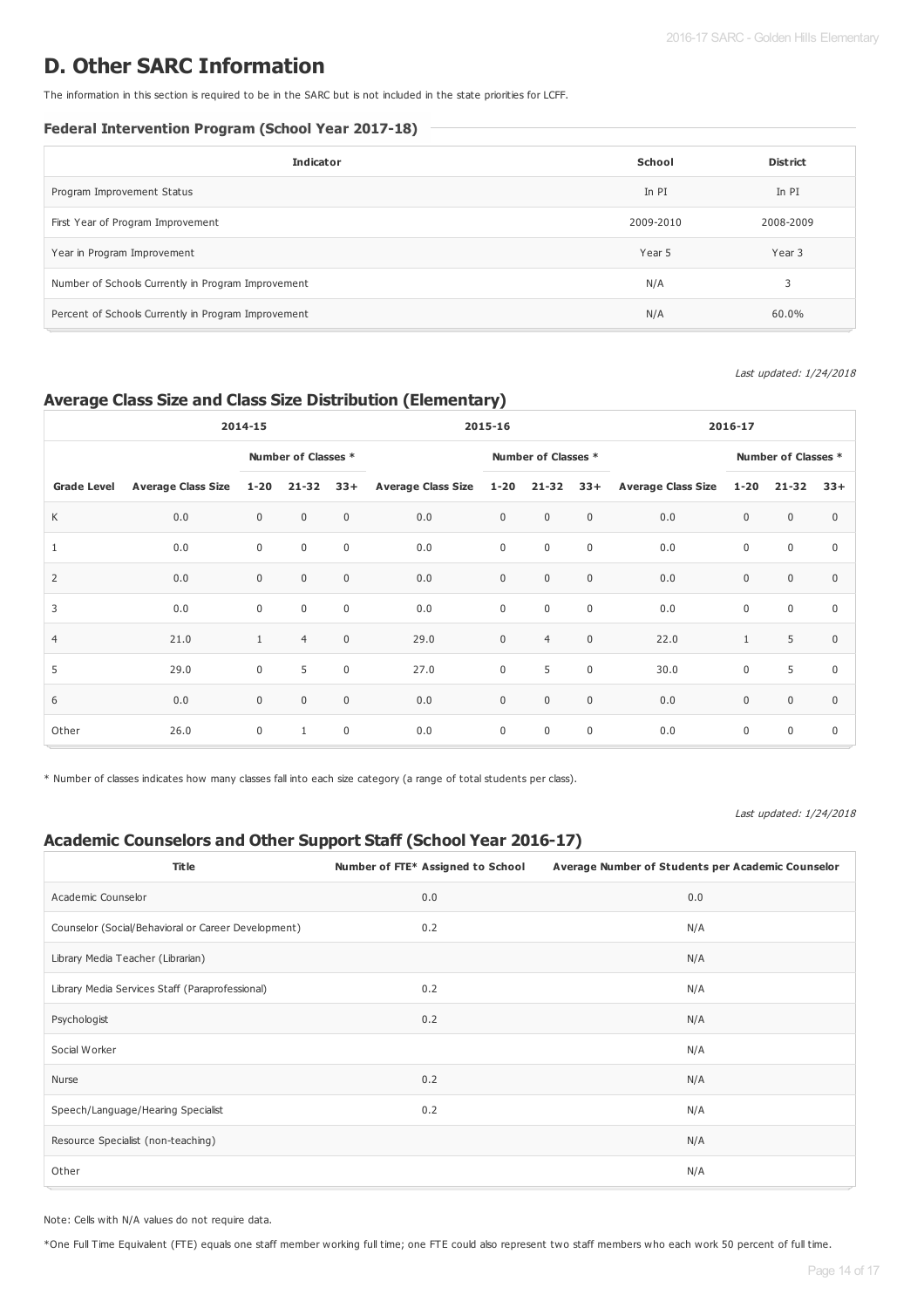# D. Other SARC Information

The information in this section is required to be in the SARC but is not included in the state priorities for LCFF.

### Federal Intervention Program (School Year 2017-18)

| Indicator | School | District |
|---|---|---|
| Program Improvement Status | In PI | In PI |
| First Year of Program Improvement | 2009-2010 | 2008-2009 |
| Year in Program Improvement | Year 5 | Year 3 |
| Number of Schools Currently in Program Improvement | N/A | 3 |
| Percent of Schools Currently in Program Improvement | N/A | 60.0% |

*Last updated: 1/24/2018*

## Average Class Size and Class Size Distribution (Elementary)

| | 2014-15 | | | | 2015-16 | | | | 2016-17 | | | |
|---|---|---|---|---|---|---|---|---|---|---|---|---|
| | | Number of Classes * | | | | Number of Classes * | | | | Number of Classes * | | |
| Grade Level | Average Class Size | 1-20 | 21-32 | 33+ | Average Class Size | 1-20 | 21-32 | 33+ | Average Class Size | 1-20 | 21-32 | 33+ |
| K | 0.0 | 0 | 0 | 0 | 0.0 | 0 | 0 | 0 | 0.0 | 0 | 0 | 0 |
| 1 | 0.0 | 0 | 0 | 0 | 0.0 | 0 | 0 | 0 | 0.0 | 0 | 0 | 0 |
| 2 | 0.0 | 0 | 0 | 0 | 0.0 | 0 | 0 | 0 | 0.0 | 0 | 0 | 0 |
| 3 | 0.0 | 0 | 0 | 0 | 0.0 | 0 | 0 | 0 | 0.0 | 0 | 0 | 0 |
| 4 | 21.0 | 1 | 4 | 0 | 29.0 | 0 | 4 | 0 | 22.0 | 1 | 5 | 0 |
| 5 | 29.0 | 0 | 5 | 0 | 27.0 | 0 | 5 | 0 | 30.0 | 0 | 5 | 0 |
| 6 | 0.0 | 0 | 0 | 0 | 0.0 | 0 | 0 | 0 | 0.0 | 0 | 0 | 0 |
| Other | 26.0 | 0 | 1 | 0 | 0.0 | 0 | 0 | 0 | 0.0 | 0 | 0 | 0 |

* Number of classes indicates how many classes fall into each size category (a range of total students per class).

*Last updated: 1/24/2018*

## Academic Counselors and Other Support Staff (School Year 2016-17)

| Title | Number of FTE* Assigned to School | Average Number of Students per Academic Counselor |
|---|---|---|
| Academic Counselor | 0.0 | 0.0 |
| Counselor (Social/Behavioral or Career Development) | 0.2 | N/A |
| Library Media Teacher (Librarian) | | N/A |
| Library Media Services Staff (Paraprofessional) | 0.2 | N/A |
| Psychologist | 0.2 | N/A |
| Social Worker | | N/A |
| Nurse | 0.2 | N/A |
| Speech/Language/Hearing Specialist | 0.2 | N/A |
| Resource Specialist (non-teaching) | | N/A |
| Other | | N/A |

Note: Cells with N/A values do not require data.

*One Full Time Equivalent (FTE) equals one staff member working full time; one FTE could also represent two staff members who each work 50 percent of full time.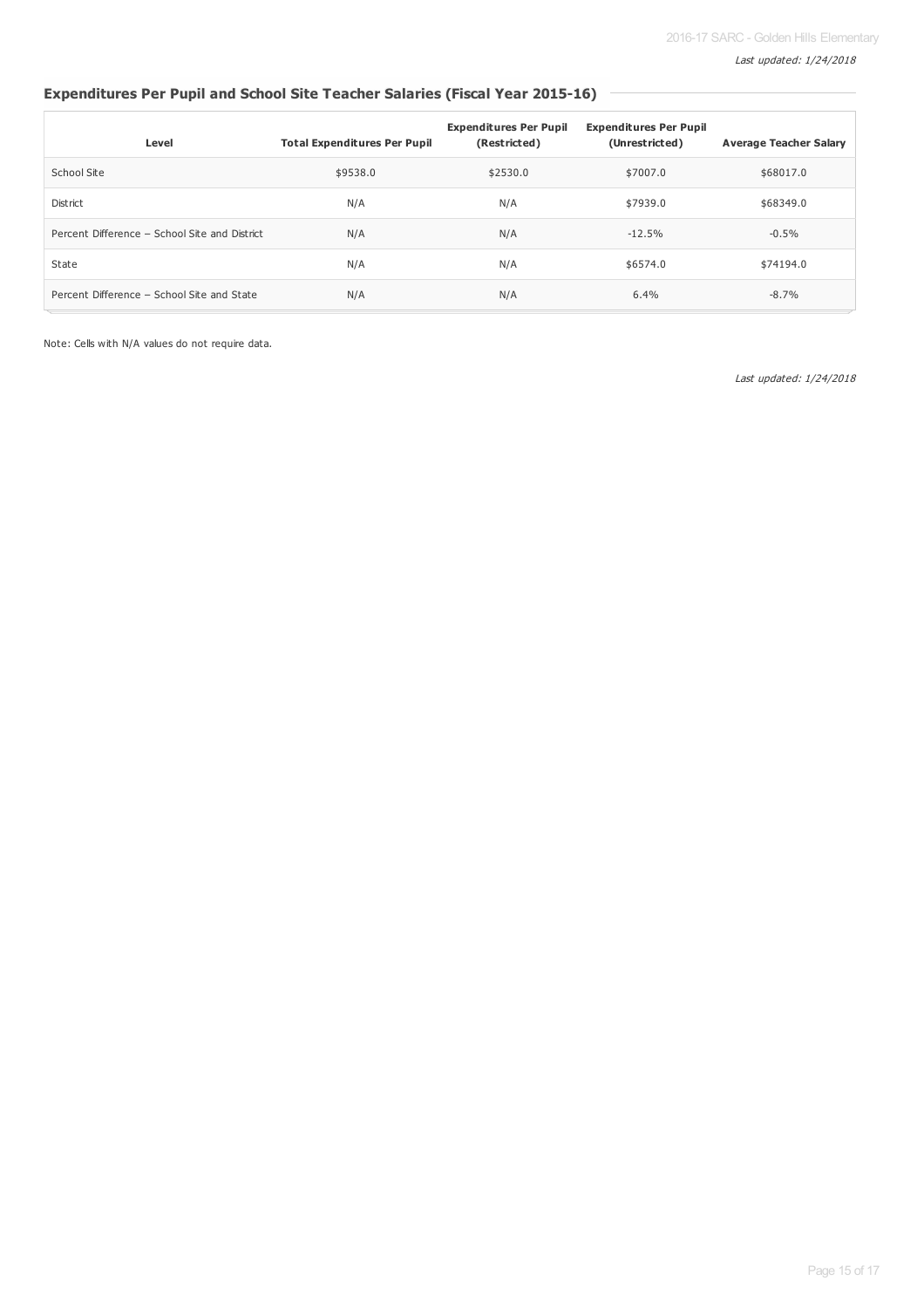*Last updated: 1/24/2018*

## Expenditures Per Pupil and School Site Teacher Salaries (Fiscal Year 2015-16)

| Level | Total Expenditures Per Pupil | Expenditures Per Pupil (Restricted) | Expenditures Per Pupil (Unrestricted) | Average Teacher Salary |
|---|---|---|---|---|
| School Site | $9538.0 | $2530.0 | $7007.0 | $68017.0 |
| District | N/A | N/A | $7939.0 | $68349.0 |
| Percent Difference – School Site and District | N/A | N/A | -12.5% | -0.5% |
| State | N/A | N/A | $6574.0 | $74194.0 |
| Percent Difference – School Site and State | N/A | N/A | 6.4% | -8.7% |

Note: Cells with N/A values do not require data.

*Last updated: 1/24/2018*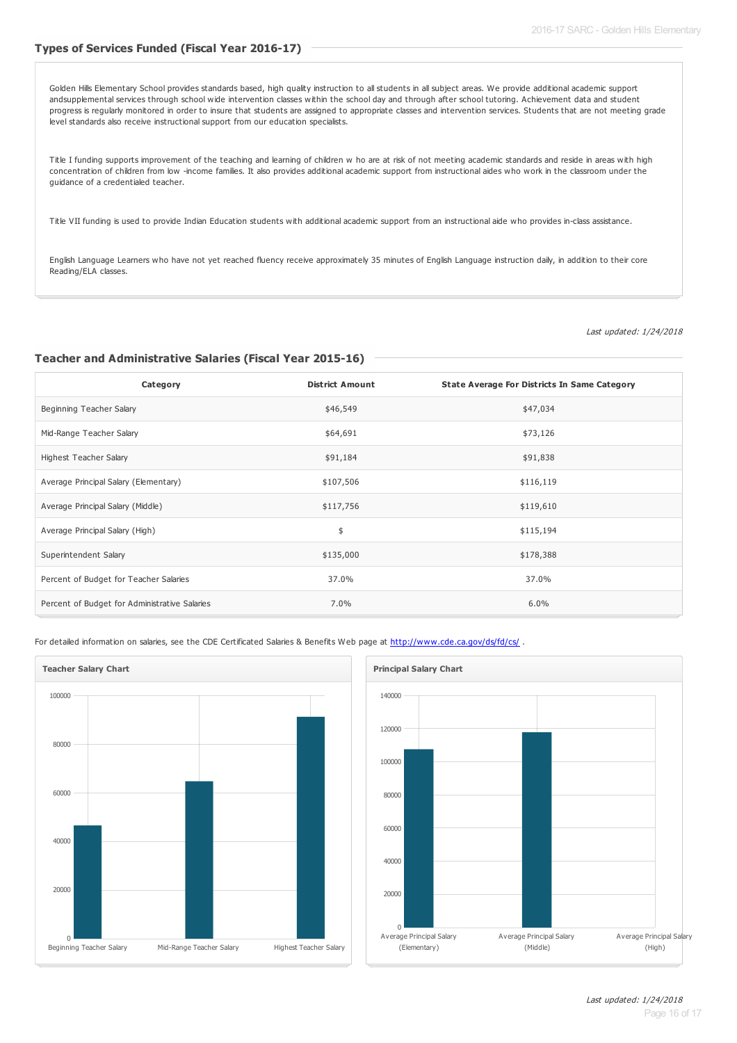## Types of Services Funded (Fiscal Year 2016-17)

Golden Hills Elementary School provides standards based, high quality instruction to all students in all subject areas. We provide additional academic support andsupplemental services through school wide intervention classes within the school day and through after school tutoring. Achievement data and student progress is regularly monitored in order to insure that students are assigned to appropriate classes and intervention services. Students that are not meeting grade level standards also receive instructional support from our education specialists.

Title I funding supports improvement of the teaching and learning of children w ho are at risk of not meeting academic standards and reside in areas with high concentration of children from low -income families. It also provides additional academic support from instructional aides who work in the classroom under the guidance of a credentialed teacher.

Title VII funding is used to provide Indian Education students with additional academic support from an instructional aide who provides in-class assistance.

English Language Learners who have not yet reached fluency receive approximately 35 minutes of English Language instruction daily, in addition to their core Reading/ELA classes.

*Last updated: 1/24/2018*

## Teacher and Administrative Salaries (Fiscal Year 2015-16)

| Category | District Amount | State Average For Districts In Same Category |
|---|---|---|
| Beginning Teacher Salary | $46,549 | $47,034 |
| Mid-Range Teacher Salary | $64,691 | $73,126 |
| Highest Teacher Salary | $91,184 | $91,838 |
| Average Principal Salary (Elementary) | $107,506 | $116,119 |
| Average Principal Salary (Middle) | $117,756 | $119,610 |
| Average Principal Salary (High) | $ | $115,194 |
| Superintendent Salary | $135,000 | $178,388 |
| Percent of Budget for Teacher Salaries | 37.0% | 37.0% |
| Percent of Budget for Administrative Salaries | 7.0% | 6.0% |

For detailed information on salaries, see the CDE Certificated Salaries & Benefits Web page at http://www.cde.ca.gov/ds/fd/cs/ .

**Teacher Salary Chart**

**Principal Salary Chart**

*Last updated: 1/24/2018*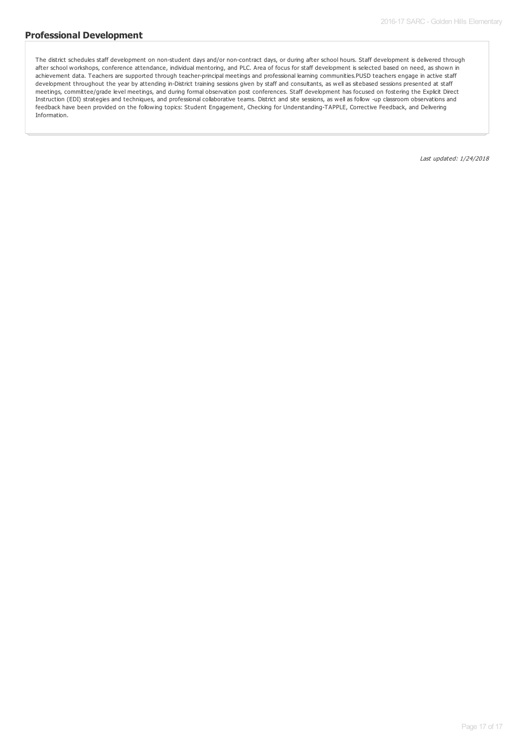## Professional Development

The district schedules staff development on non-student days and/or non-contract days, or during after school hours. Staff development is delivered through after school workshops, conference attendance, individual mentoring, and PLC. Area of focus for staff development is selected based on need, as shown in achievement data. Teachers are supported through teacher-principal meetings and professional learning communities.PUSD teachers engage in active staff development throughout the year by attending in-District training sessions given by staff and consultants, as well as sitebased sessions presented at staff meetings, committee/grade level meetings, and during formal observation post conferences. Staff development has focused on fostering the Explicit Direct Instruction (EDI) strategies and techniques, and professional collaborative teams. District and site sessions, as well as follow -up classroom observations and feedback have been provided on the following topics: Student Engagement, Checking for Understanding-TAPPLE, Corrective Feedback, and Delivering Information.

*Last updated: 1/24/2018*